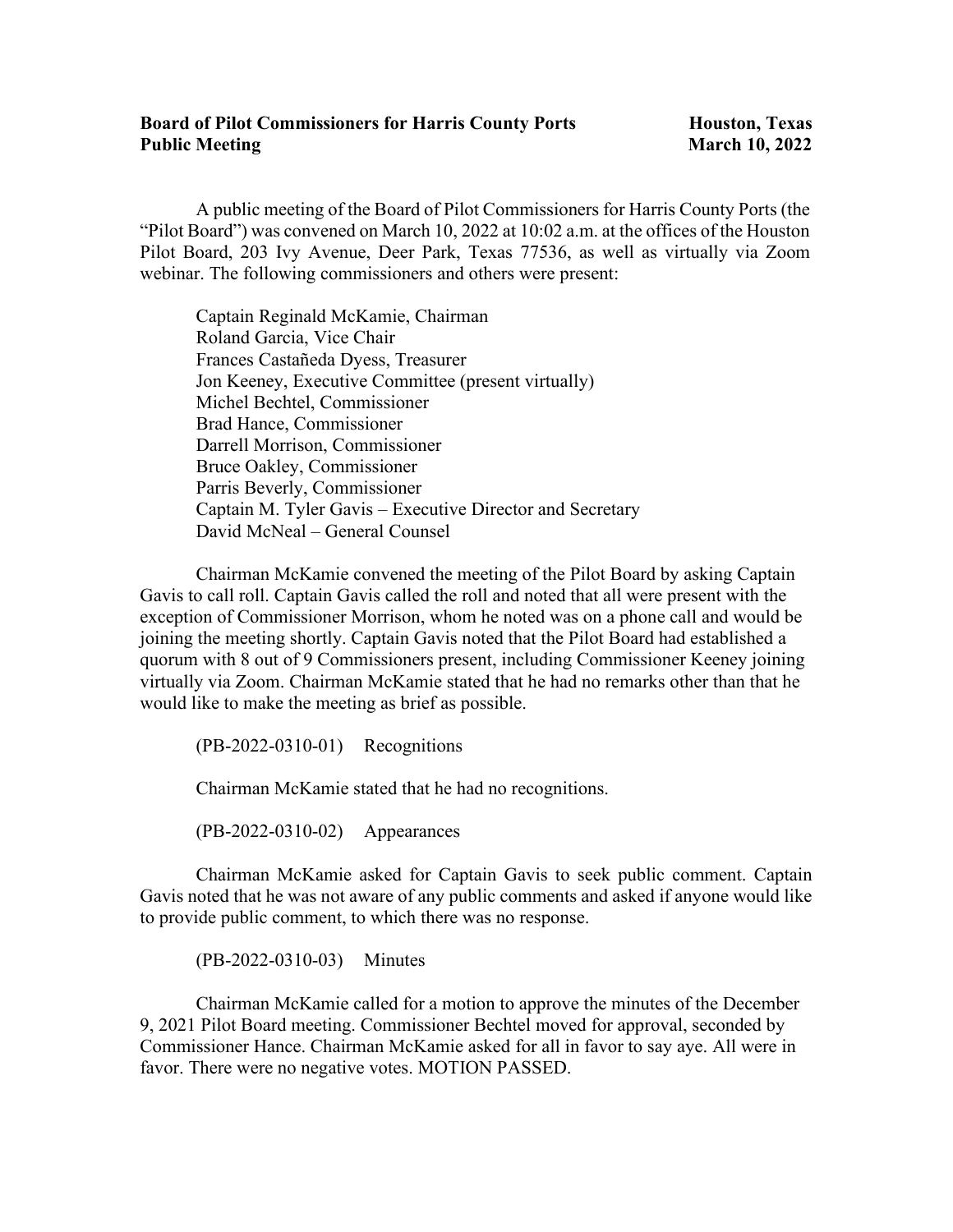**Board of Pilot Commissioners for Harris County Ports** — **Houston, Texas**
**Public Meeting** — **March 10, 2022**

A public meeting of the Board of Pilot Commissioners for Harris County Ports (the "Pilot Board") was convened on March 10, 2022 at 10:02 a.m. at the offices of the Houston Pilot Board, 203 Ivy Avenue, Deer Park, Texas 77536, as well as virtually via Zoom webinar. The following commissioners and others were present:

Captain Reginald McKamie, Chairman
Roland Garcia, Vice Chair
Frances Castañeda Dyess, Treasurer
Jon Keeney, Executive Committee (present virtually)
Michel Bechtel, Commissioner
Brad Hance, Commissioner
Darrell Morrison, Commissioner
Bruce Oakley, Commissioner
Parris Beverly, Commissioner
Captain M. Tyler Gavis – Executive Director and Secretary
David McNeal – General Counsel

Chairman McKamie convened the meeting of the Pilot Board by asking Captain Gavis to call roll. Captain Gavis called the roll and noted that all were present with the exception of Commissioner Morrison, whom he noted was on a phone call and would be joining the meeting shortly. Captain Gavis noted that the Pilot Board had established a quorum with 8 out of 9 Commissioners present, including Commissioner Keeney joining virtually via Zoom. Chairman McKamie stated that he had no remarks other than that he would like to make the meeting as brief as possible.

(PB-2022-0310-01) Recognitions

Chairman McKamie stated that he had no recognitions.

(PB-2022-0310-02) Appearances

Chairman McKamie asked for Captain Gavis to seek public comment. Captain Gavis noted that he was not aware of any public comments and asked if anyone would like to provide public comment, to which there was no response.

(PB-2022-0310-03) Minutes

Chairman McKamie called for a motion to approve the minutes of the December 9, 2021 Pilot Board meeting. Commissioner Bechtel moved for approval, seconded by Commissioner Hance. Chairman McKamie asked for all in favor to say aye. All were in favor. There were no negative votes. MOTION PASSED.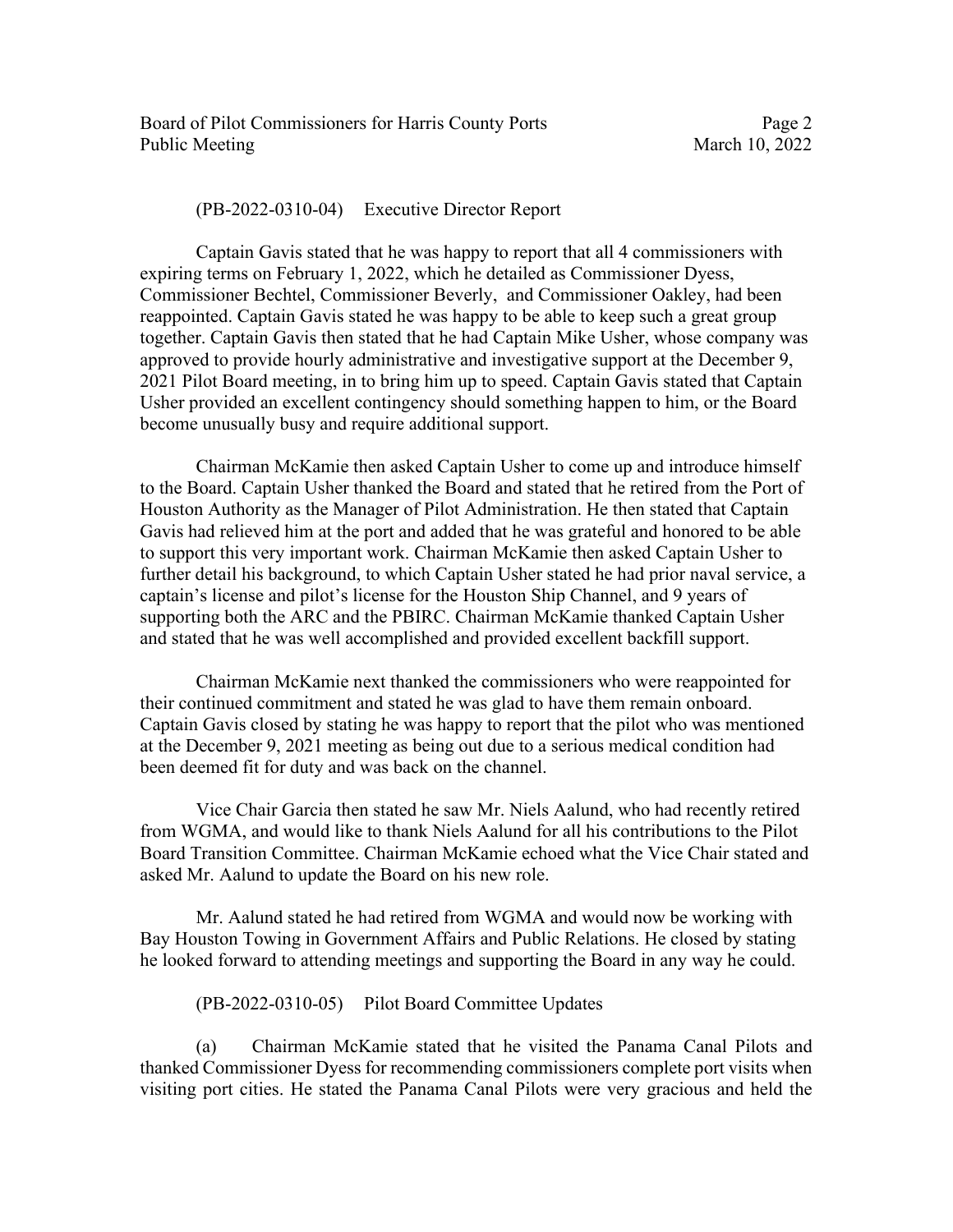(PB-2022-0310-04) Executive Director Report

Captain Gavis stated that he was happy to report that all 4 commissioners with expiring terms on February 1, 2022, which he detailed as Commissioner Dyess, Commissioner Bechtel, Commissioner Beverly, and Commissioner Oakley, had been reappointed. Captain Gavis stated he was happy to be able to keep such a great group together. Captain Gavis then stated that he had Captain Mike Usher, whose company was approved to provide hourly administrative and investigative support at the December 9, 2021 Pilot Board meeting, in to bring him up to speed. Captain Gavis stated that Captain Usher provided an excellent contingency should something happen to him, or the Board become unusually busy and require additional support.

Chairman McKamie then asked Captain Usher to come up and introduce himself to the Board. Captain Usher thanked the Board and stated that he retired from the Port of Houston Authority as the Manager of Pilot Administration. He then stated that Captain Gavis had relieved him at the port and added that he was grateful and honored to be able to support this very important work. Chairman McKamie then asked Captain Usher to further detail his background, to which Captain Usher stated he had prior naval service, a captain's license and pilot's license for the Houston Ship Channel, and 9 years of supporting both the ARC and the PBIRC. Chairman McKamie thanked Captain Usher and stated that he was well accomplished and provided excellent backfill support.

Chairman McKamie next thanked the commissioners who were reappointed for their continued commitment and stated he was glad to have them remain onboard. Captain Gavis closed by stating he was happy to report that the pilot who was mentioned at the December 9, 2021 meeting as being out due to a serious medical condition had been deemed fit for duty and was back on the channel.

Vice Chair Garcia then stated he saw Mr. Niels Aalund, who had recently retired from WGMA, and would like to thank Niels Aalund for all his contributions to the Pilot Board Transition Committee. Chairman McKamie echoed what the Vice Chair stated and asked Mr. Aalund to update the Board on his new role.

Mr. Aalund stated he had retired from WGMA and would now be working with Bay Houston Towing in Government Affairs and Public Relations. He closed by stating he looked forward to attending meetings and supporting the Board in any way he could.

(PB-2022-0310-05) Pilot Board Committee Updates

(a) Chairman McKamie stated that he visited the Panama Canal Pilots and thanked Commissioner Dyess for recommending commissioners complete port visits when visiting port cities. He stated the Panama Canal Pilots were very gracious and held the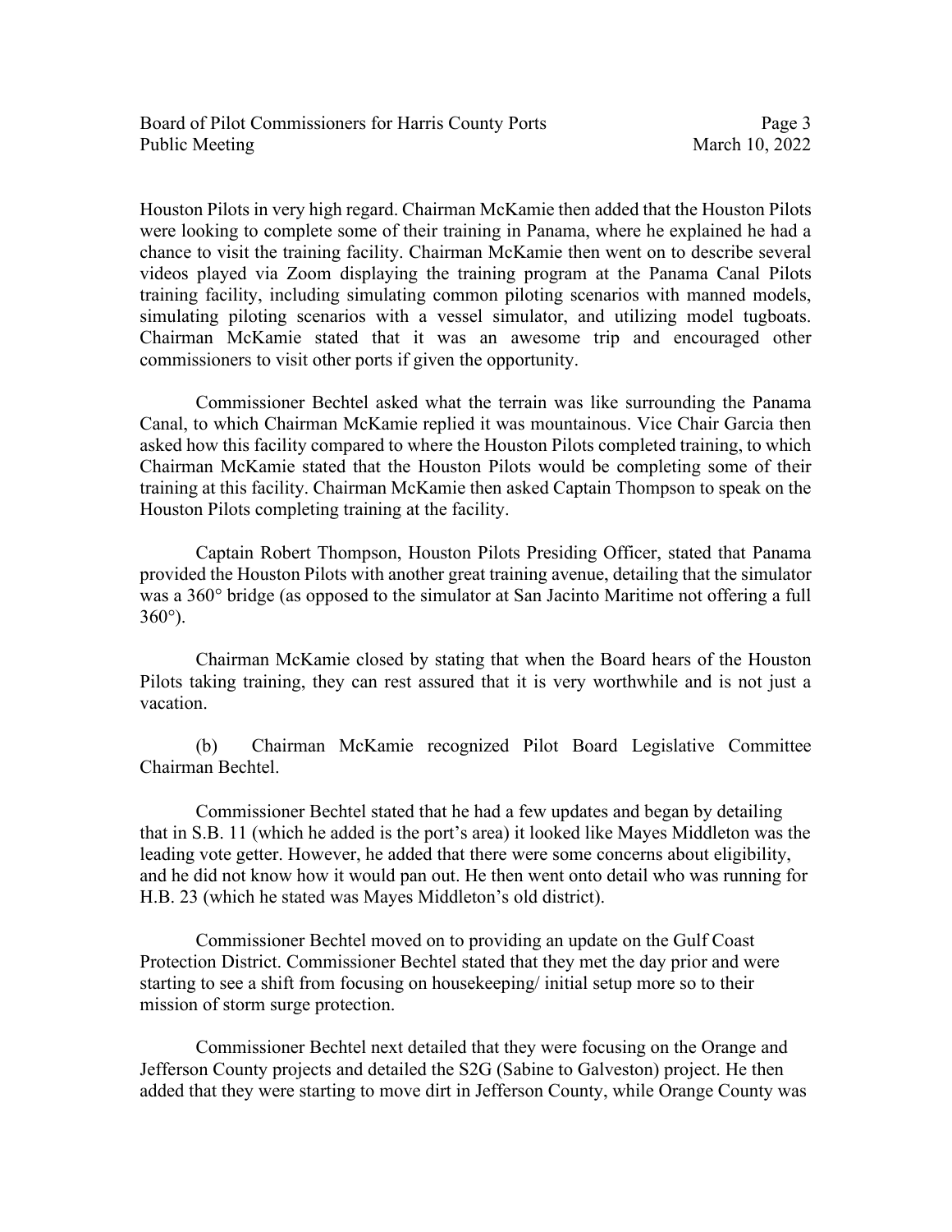Houston Pilots in very high regard. Chairman McKamie then added that the Houston Pilots were looking to complete some of their training in Panama, where he explained he had a chance to visit the training facility. Chairman McKamie then went on to describe several videos played via Zoom displaying the training program at the Panama Canal Pilots training facility, including simulating common piloting scenarios with manned models, simulating piloting scenarios with a vessel simulator, and utilizing model tugboats. Chairman McKamie stated that it was an awesome trip and encouraged other commissioners to visit other ports if given the opportunity.

Commissioner Bechtel asked what the terrain was like surrounding the Panama Canal, to which Chairman McKamie replied it was mountainous. Vice Chair Garcia then asked how this facility compared to where the Houston Pilots completed training, to which Chairman McKamie stated that the Houston Pilots would be completing some of their training at this facility. Chairman McKamie then asked Captain Thompson to speak on the Houston Pilots completing training at the facility.

Captain Robert Thompson, Houston Pilots Presiding Officer, stated that Panama provided the Houston Pilots with another great training avenue, detailing that the simulator was a 360° bridge (as opposed to the simulator at San Jacinto Maritime not offering a full 360°).

Chairman McKamie closed by stating that when the Board hears of the Houston Pilots taking training, they can rest assured that it is very worthwhile and is not just a vacation.

(b) Chairman McKamie recognized Pilot Board Legislative Committee Chairman Bechtel.

Commissioner Bechtel stated that he had a few updates and began by detailing that in S.B. 11 (which he added is the port's area) it looked like Mayes Middleton was the leading vote getter. However, he added that there were some concerns about eligibility, and he did not know how it would pan out. He then went onto detail who was running for H.B. 23 (which he stated was Mayes Middleton's old district).

Commissioner Bechtel moved on to providing an update on the Gulf Coast Protection District. Commissioner Bechtel stated that they met the day prior and were starting to see a shift from focusing on housekeeping/ initial setup more so to their mission of storm surge protection.

Commissioner Bechtel next detailed that they were focusing on the Orange and Jefferson County projects and detailed the S2G (Sabine to Galveston) project. He then added that they were starting to move dirt in Jefferson County, while Orange County was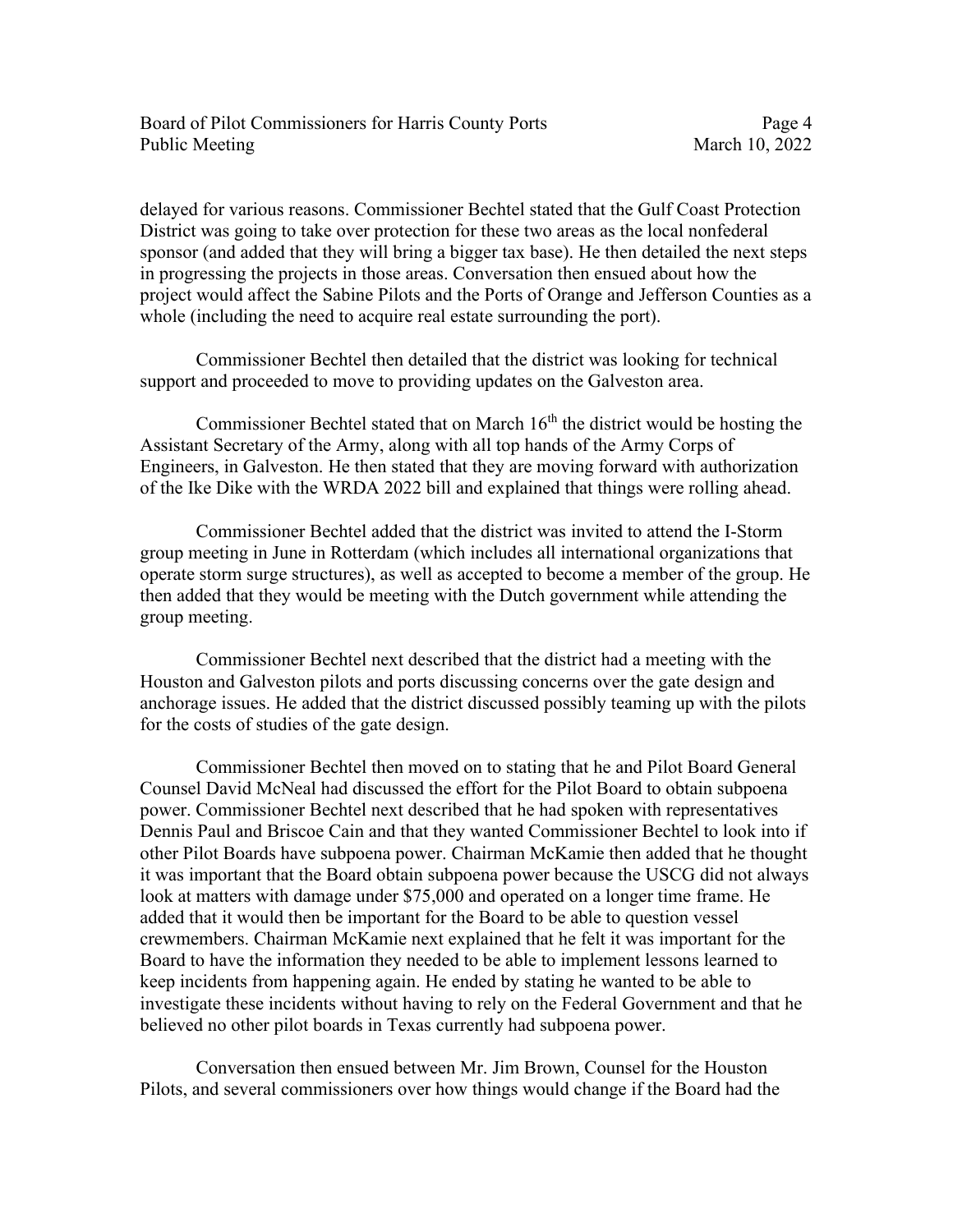delayed for various reasons. Commissioner Bechtel stated that the Gulf Coast Protection District was going to take over protection for these two areas as the local nonfederal sponsor (and added that they will bring a bigger tax base). He then detailed the next steps in progressing the projects in those areas. Conversation then ensued about how the project would affect the Sabine Pilots and the Ports of Orange and Jefferson Counties as a whole (including the need to acquire real estate surrounding the port).

Commissioner Bechtel then detailed that the district was looking for technical support and proceeded to move to providing updates on the Galveston area.

Commissioner Bechtel stated that on March 16th the district would be hosting the Assistant Secretary of the Army, along with all top hands of the Army Corps of Engineers, in Galveston. He then stated that they are moving forward with authorization of the Ike Dike with the WRDA 2022 bill and explained that things were rolling ahead.

Commissioner Bechtel added that the district was invited to attend the I-Storm group meeting in June in Rotterdam (which includes all international organizations that operate storm surge structures), as well as accepted to become a member of the group. He then added that they would be meeting with the Dutch government while attending the group meeting.

Commissioner Bechtel next described that the district had a meeting with the Houston and Galveston pilots and ports discussing concerns over the gate design and anchorage issues. He added that the district discussed possibly teaming up with the pilots for the costs of studies of the gate design.

Commissioner Bechtel then moved on to stating that he and Pilot Board General Counsel David McNeal had discussed the effort for the Pilot Board to obtain subpoena power. Commissioner Bechtel next described that he had spoken with representatives Dennis Paul and Briscoe Cain and that they wanted Commissioner Bechtel to look into if other Pilot Boards have subpoena power. Chairman McKamie then added that he thought it was important that the Board obtain subpoena power because the USCG did not always look at matters with damage under $75,000 and operated on a longer time frame. He added that it would then be important for the Board to be able to question vessel crewmembers. Chairman McKamie next explained that he felt it was important for the Board to have the information they needed to be able to implement lessons learned to keep incidents from happening again. He ended by stating he wanted to be able to investigate these incidents without having to rely on the Federal Government and that he believed no other pilot boards in Texas currently had subpoena power.

Conversation then ensued between Mr. Jim Brown, Counsel for the Houston Pilots, and several commissioners over how things would change if the Board had the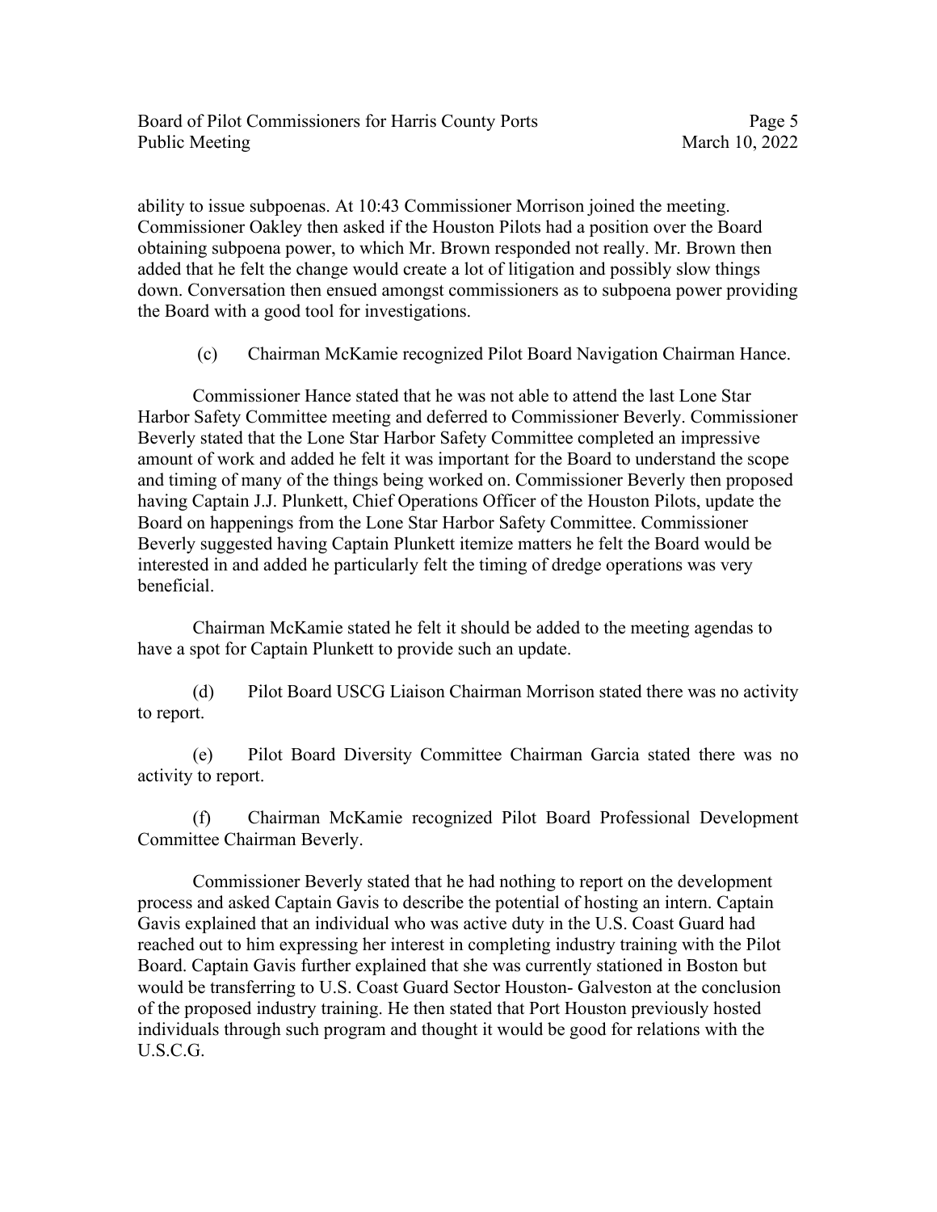ability to issue subpoenas. At 10:43 Commissioner Morrison joined the meeting. Commissioner Oakley then asked if the Houston Pilots had a position over the Board obtaining subpoena power, to which Mr. Brown responded not really. Mr. Brown then added that he felt the change would create a lot of litigation and possibly slow things down. Conversation then ensued amongst commissioners as to subpoena power providing the Board with a good tool for investigations.

(c) Chairman McKamie recognized Pilot Board Navigation Chairman Hance.

Commissioner Hance stated that he was not able to attend the last Lone Star Harbor Safety Committee meeting and deferred to Commissioner Beverly. Commissioner Beverly stated that the Lone Star Harbor Safety Committee completed an impressive amount of work and added he felt it was important for the Board to understand the scope and timing of many of the things being worked on. Commissioner Beverly then proposed having Captain J.J. Plunkett, Chief Operations Officer of the Houston Pilots, update the Board on happenings from the Lone Star Harbor Safety Committee. Commissioner Beverly suggested having Captain Plunkett itemize matters he felt the Board would be interested in and added he particularly felt the timing of dredge operations was very beneficial.

Chairman McKamie stated he felt it should be added to the meeting agendas to have a spot for Captain Plunkett to provide such an update.

(d) Pilot Board USCG Liaison Chairman Morrison stated there was no activity to report.

(e) Pilot Board Diversity Committee Chairman Garcia stated there was no activity to report.

(f) Chairman McKamie recognized Pilot Board Professional Development Committee Chairman Beverly.

Commissioner Beverly stated that he had nothing to report on the development process and asked Captain Gavis to describe the potential of hosting an intern. Captain Gavis explained that an individual who was active duty in the U.S. Coast Guard had reached out to him expressing her interest in completing industry training with the Pilot Board. Captain Gavis further explained that she was currently stationed in Boston but would be transferring to U.S. Coast Guard Sector Houston- Galveston at the conclusion of the proposed industry training. He then stated that Port Houston previously hosted individuals through such program and thought it would be good for relations with the U.S.C.G.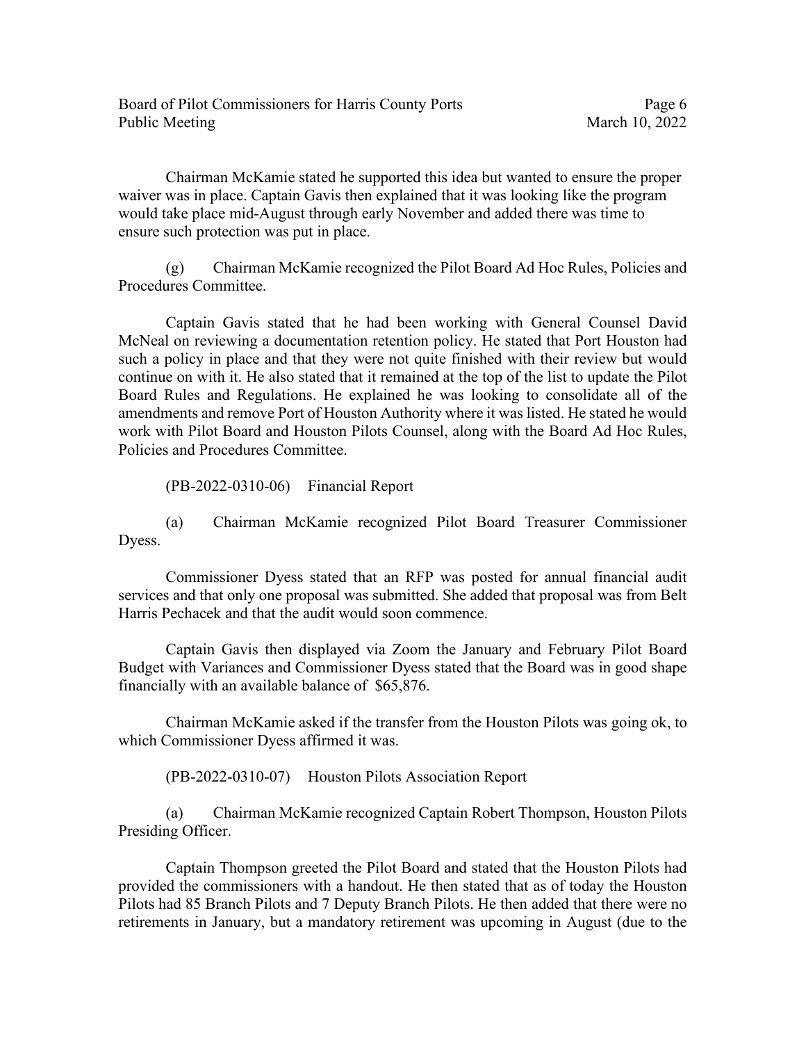Chairman McKamie stated he supported this idea but wanted to ensure the proper waiver was in place. Captain Gavis then explained that it was looking like the program would take place mid-August through early November and added there was time to ensure such protection was put in place.

(g) Chairman McKamie recognized the Pilot Board Ad Hoc Rules, Policies and Procedures Committee.

Captain Gavis stated that he had been working with General Counsel David McNeal on reviewing a documentation retention policy. He stated that Port Houston had such a policy in place and that they were not quite finished with their review but would continue on with it. He also stated that it remained at the top of the list to update the Pilot Board Rules and Regulations. He explained he was looking to consolidate all of the amendments and remove Port of Houston Authority where it was listed. He stated he would work with Pilot Board and Houston Pilots Counsel, along with the Board Ad Hoc Rules, Policies and Procedures Committee.

(PB-2022-0310-06) Financial Report

(a) Chairman McKamie recognized Pilot Board Treasurer Commissioner Dyess.

Commissioner Dyess stated that an RFP was posted for annual financial audit services and that only one proposal was submitted. She added that proposal was from Belt Harris Pechacek and that the audit would soon commence.

Captain Gavis then displayed via Zoom the January and February Pilot Board Budget with Variances and Commissioner Dyess stated that the Board was in good shape financially with an available balance of $65,876.

Chairman McKamie asked if the transfer from the Houston Pilots was going ok, to which Commissioner Dyess affirmed it was.

(PB-2022-0310-07) Houston Pilots Association Report

(a) Chairman McKamie recognized Captain Robert Thompson, Houston Pilots Presiding Officer.

Captain Thompson greeted the Pilot Board and stated that the Houston Pilots had provided the commissioners with a handout. He then stated that as of today the Houston Pilots had 85 Branch Pilots and 7 Deputy Branch Pilots. He then added that there were no retirements in January, but a mandatory retirement was upcoming in August (due to the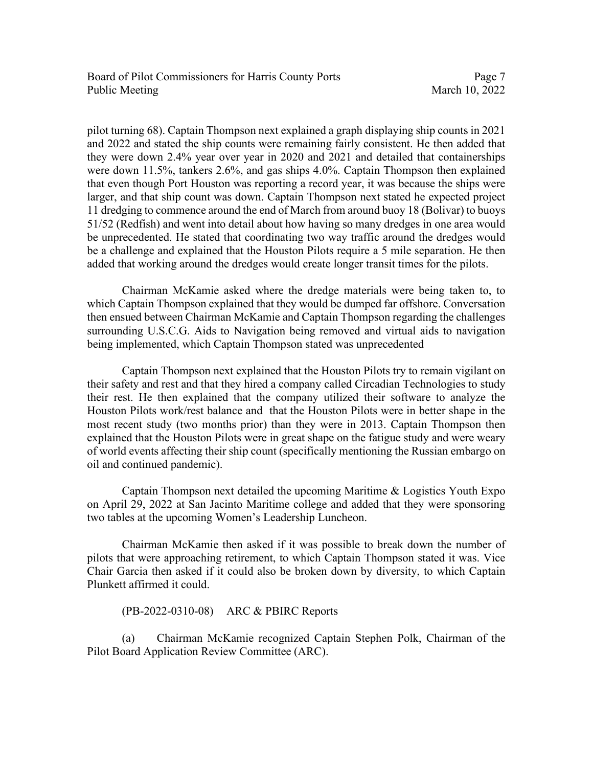pilot turning 68). Captain Thompson next explained a graph displaying ship counts in 2021 and 2022 and stated the ship counts were remaining fairly consistent. He then added that they were down 2.4% year over year in 2020 and 2021 and detailed that containerships were down 11.5%, tankers 2.6%, and gas ships 4.0%. Captain Thompson then explained that even though Port Houston was reporting a record year, it was because the ships were larger, and that ship count was down. Captain Thompson next stated he expected project 11 dredging to commence around the end of March from around buoy 18 (Bolivar) to buoys 51/52 (Redfish) and went into detail about how having so many dredges in one area would be unprecedented. He stated that coordinating two way traffic around the dredges would be a challenge and explained that the Houston Pilots require a 5 mile separation. He then added that working around the dredges would create longer transit times for the pilots.

Chairman McKamie asked where the dredge materials were being taken to, to which Captain Thompson explained that they would be dumped far offshore. Conversation then ensued between Chairman McKamie and Captain Thompson regarding the challenges surrounding U.S.C.G. Aids to Navigation being removed and virtual aids to navigation being implemented, which Captain Thompson stated was unprecedented

Captain Thompson next explained that the Houston Pilots try to remain vigilant on their safety and rest and that they hired a company called Circadian Technologies to study their rest. He then explained that the company utilized their software to analyze the Houston Pilots work/rest balance and that the Houston Pilots were in better shape in the most recent study (two months prior) than they were in 2013. Captain Thompson then explained that the Houston Pilots were in great shape on the fatigue study and were weary of world events affecting their ship count (specifically mentioning the Russian embargo on oil and continued pandemic).

Captain Thompson next detailed the upcoming Maritime & Logistics Youth Expo on April 29, 2022 at San Jacinto Maritime college and added that they were sponsoring two tables at the upcoming Women's Leadership Luncheon.

Chairman McKamie then asked if it was possible to break down the number of pilots that were approaching retirement, to which Captain Thompson stated it was. Vice Chair Garcia then asked if it could also be broken down by diversity, to which Captain Plunkett affirmed it could.

(PB-2022-0310-08) ARC & PBIRC Reports

(a) Chairman McKamie recognized Captain Stephen Polk, Chairman of the Pilot Board Application Review Committee (ARC).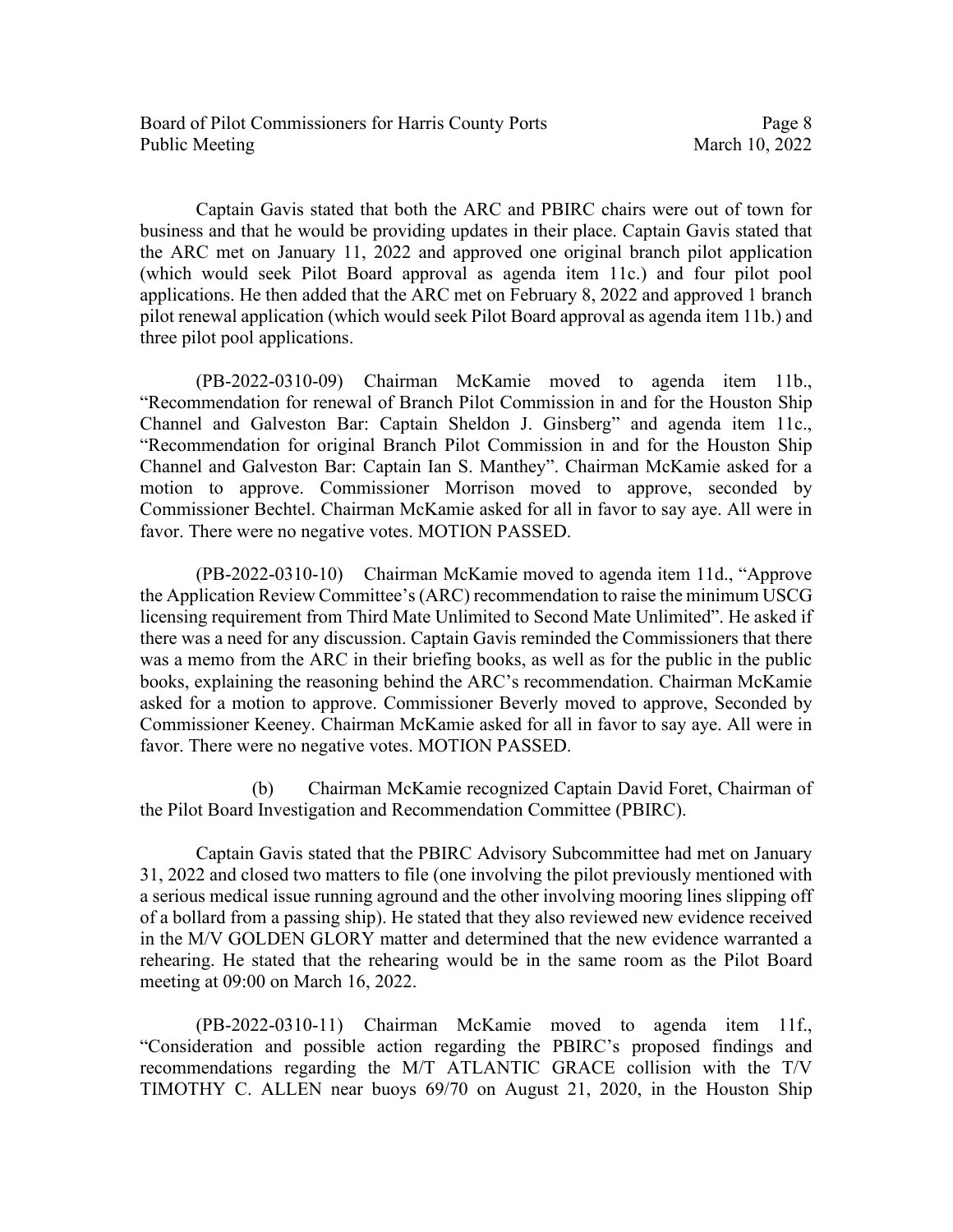Captain Gavis stated that both the ARC and PBIRC chairs were out of town for business and that he would be providing updates in their place. Captain Gavis stated that the ARC met on January 11, 2022 and approved one original branch pilot application (which would seek Pilot Board approval as agenda item 11c.) and four pilot pool applications. He then added that the ARC met on February 8, 2022 and approved 1 branch pilot renewal application (which would seek Pilot Board approval as agenda item 11b.) and three pilot pool applications.

(PB-2022-0310-09) Chairman McKamie moved to agenda item 11b., "Recommendation for renewal of Branch Pilot Commission in and for the Houston Ship Channel and Galveston Bar: Captain Sheldon J. Ginsberg" and agenda item 11c., "Recommendation for original Branch Pilot Commission in and for the Houston Ship Channel and Galveston Bar: Captain Ian S. Manthey". Chairman McKamie asked for a motion to approve. Commissioner Morrison moved to approve, seconded by Commissioner Bechtel. Chairman McKamie asked for all in favor to say aye. All were in favor. There were no negative votes. MOTION PASSED.

(PB-2022-0310-10) Chairman McKamie moved to agenda item 11d., "Approve the Application Review Committee's (ARC) recommendation to raise the minimum USCG licensing requirement from Third Mate Unlimited to Second Mate Unlimited". He asked if there was a need for any discussion. Captain Gavis reminded the Commissioners that there was a memo from the ARC in their briefing books, as well as for the public in the public books, explaining the reasoning behind the ARC's recommendation. Chairman McKamie asked for a motion to approve. Commissioner Beverly moved to approve, Seconded by Commissioner Keeney. Chairman McKamie asked for all in favor to say aye. All were in favor. There were no negative votes. MOTION PASSED.

(b) Chairman McKamie recognized Captain David Foret, Chairman of the Pilot Board Investigation and Recommendation Committee (PBIRC).

Captain Gavis stated that the PBIRC Advisory Subcommittee had met on January 31, 2022 and closed two matters to file (one involving the pilot previously mentioned with a serious medical issue running aground and the other involving mooring lines slipping off of a bollard from a passing ship). He stated that they also reviewed new evidence received in the M/V GOLDEN GLORY matter and determined that the new evidence warranted a rehearing. He stated that the rehearing would be in the same room as the Pilot Board meeting at 09:00 on March 16, 2022.

(PB-2022-0310-11) Chairman McKamie moved to agenda item 11f., "Consideration and possible action regarding the PBIRC's proposed findings and recommendations regarding the M/T ATLANTIC GRACE collision with the T/V TIMOTHY C. ALLEN near buoys 69/70 on August 21, 2020, in the Houston Ship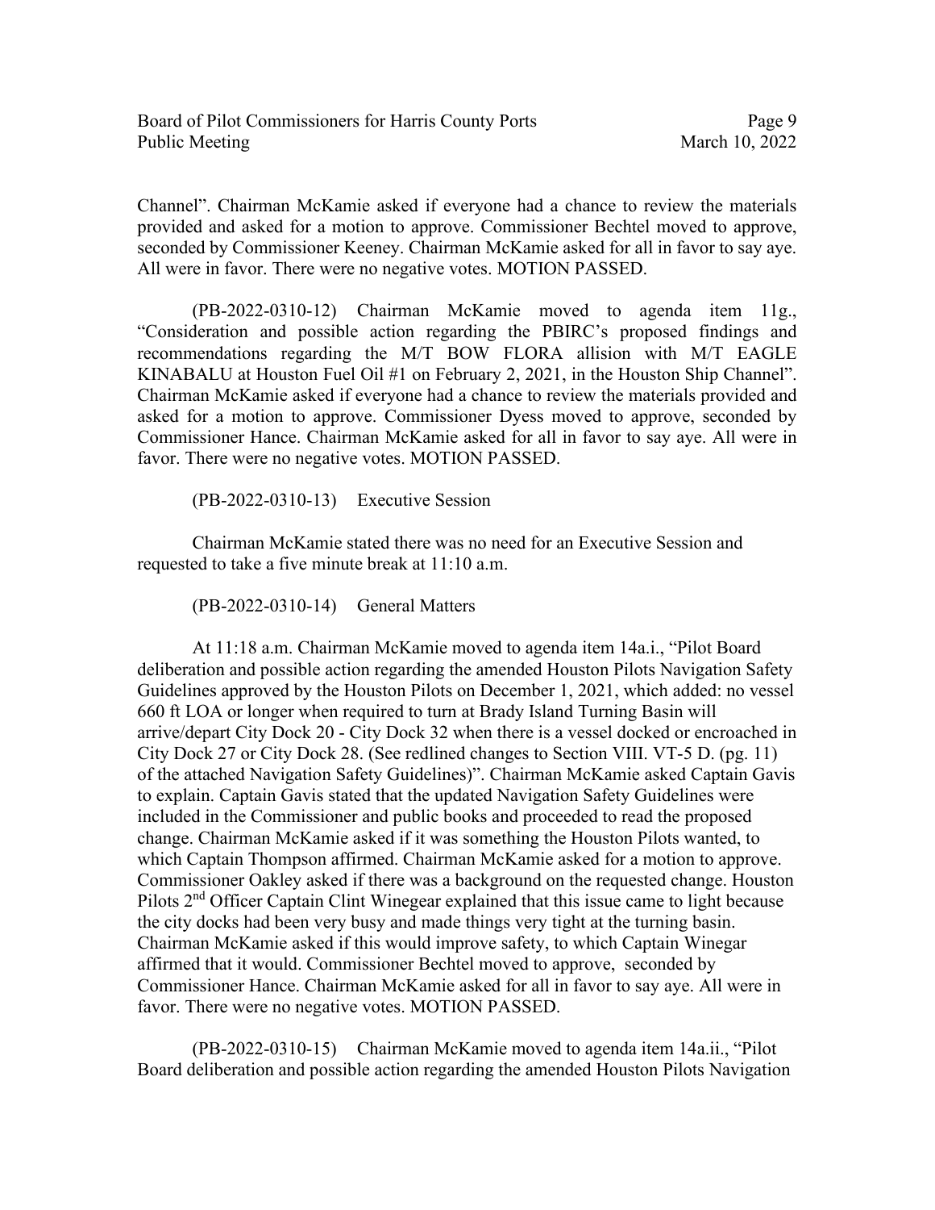Channel". Chairman McKamie asked if everyone had a chance to review the materials provided and asked for a motion to approve. Commissioner Bechtel moved to approve, seconded by Commissioner Keeney. Chairman McKamie asked for all in favor to say aye. All were in favor. There were no negative votes. MOTION PASSED.

(PB-2022-0310-12) Chairman McKamie moved to agenda item 11g., "Consideration and possible action regarding the PBIRC's proposed findings and recommendations regarding the M/T BOW FLORA allision with M/T EAGLE KINABALU at Houston Fuel Oil #1 on February 2, 2021, in the Houston Ship Channel". Chairman McKamie asked if everyone had a chance to review the materials provided and asked for a motion to approve. Commissioner Dyess moved to approve, seconded by Commissioner Hance. Chairman McKamie asked for all in favor to say aye. All were in favor. There were no negative votes. MOTION PASSED.

(PB-2022-0310-13) Executive Session

Chairman McKamie stated there was no need for an Executive Session and requested to take a five minute break at 11:10 a.m.

(PB-2022-0310-14) General Matters

At 11:18 a.m. Chairman McKamie moved to agenda item 14a.i., "Pilot Board deliberation and possible action regarding the amended Houston Pilots Navigation Safety Guidelines approved by the Houston Pilots on December 1, 2021, which added: no vessel 660 ft LOA or longer when required to turn at Brady Island Turning Basin will arrive/depart City Dock 20 - City Dock 32 when there is a vessel docked or encroached in City Dock 27 or City Dock 28. (See redlined changes to Section VIII. VT-5 D. (pg. 11) of the attached Navigation Safety Guidelines)". Chairman McKamie asked Captain Gavis to explain. Captain Gavis stated that the updated Navigation Safety Guidelines were included in the Commissioner and public books and proceeded to read the proposed change. Chairman McKamie asked if it was something the Houston Pilots wanted, to which Captain Thompson affirmed. Chairman McKamie asked for a motion to approve. Commissioner Oakley asked if there was a background on the requested change. Houston Pilots 2nd Officer Captain Clint Winegear explained that this issue came to light because the city docks had been very busy and made things very tight at the turning basin. Chairman McKamie asked if this would improve safety, to which Captain Winegear affirmed that it would. Commissioner Bechtel moved to approve, seconded by Commissioner Hance. Chairman McKamie asked for all in favor to say aye. All were in favor. There were no negative votes. MOTION PASSED.

(PB-2022-0310-15) Chairman McKamie moved to agenda item 14a.ii., "Pilot Board deliberation and possible action regarding the amended Houston Pilots Navigation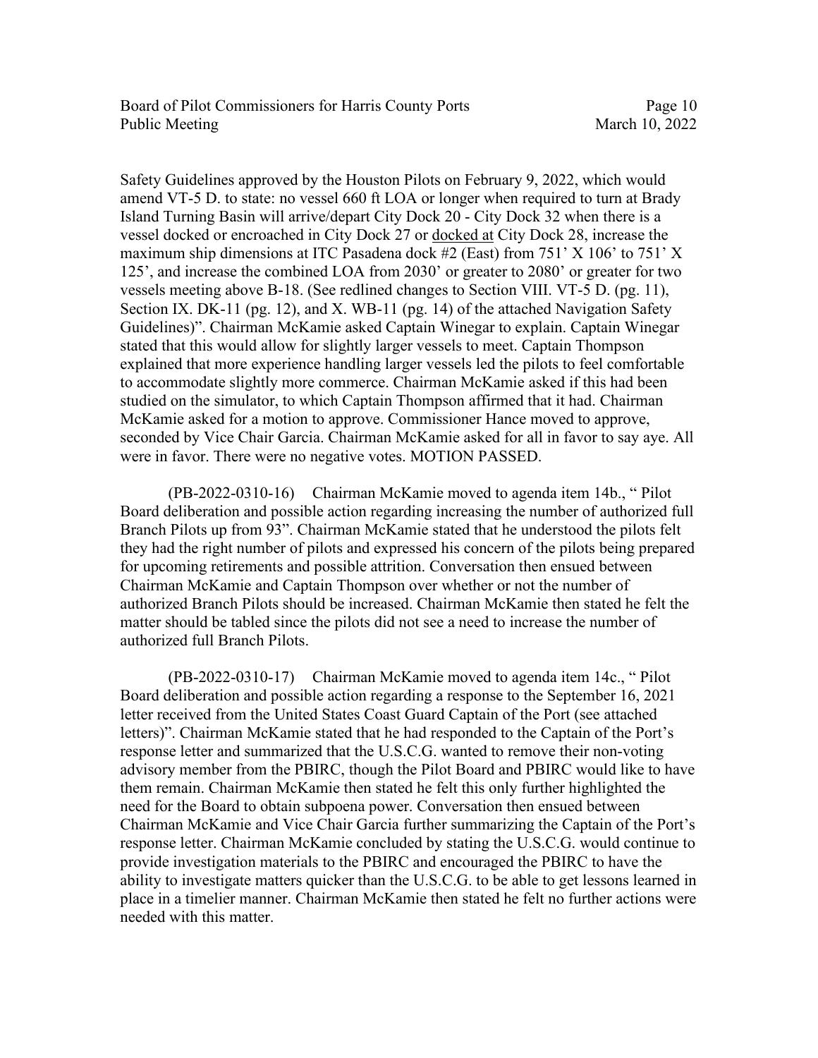Safety Guidelines approved by the Houston Pilots on February 9, 2022, which would amend VT-5 D. to state: no vessel 660 ft LOA or longer when required to turn at Brady Island Turning Basin will arrive/depart City Dock 20 - City Dock 32 when there is a vessel docked or encroached in City Dock 27 or <u>docked at</u> City Dock 28, increase the maximum ship dimensions at ITC Pasadena dock #2 (East) from 751' X 106' to 751' X 125', and increase the combined LOA from 2030' or greater to 2080' or greater for two vessels meeting above B-18. (See redlined changes to Section VIII. VT-5 D. (pg. 11), Section IX. DK-11 (pg. 12), and X. WB-11 (pg. 14) of the attached Navigation Safety Guidelines)". Chairman McKamie asked Captain Winegar to explain. Captain Winegar stated that this would allow for slightly larger vessels to meet. Captain Thompson explained that more experience handling larger vessels led the pilots to feel comfortable to accommodate slightly more commerce. Chairman McKamie asked if this had been studied on the simulator, to which Captain Thompson affirmed that it had. Chairman McKamie asked for a motion to approve. Commissioner Hance moved to approve, seconded by Vice Chair Garcia. Chairman McKamie asked for all in favor to say aye. All were in favor. There were no negative votes. MOTION PASSED.

(PB-2022-0310-16) Chairman McKamie moved to agenda item 14b., " Pilot Board deliberation and possible action regarding increasing the number of authorized full Branch Pilots up from 93". Chairman McKamie stated that he understood the pilots felt they had the right number of pilots and expressed his concern of the pilots being prepared for upcoming retirements and possible attrition. Conversation then ensued between Chairman McKamie and Captain Thompson over whether or not the number of authorized Branch Pilots should be increased. Chairman McKamie then stated he felt the matter should be tabled since the pilots did not see a need to increase the number of authorized full Branch Pilots.

(PB-2022-0310-17) Chairman McKamie moved to agenda item 14c., " Pilot Board deliberation and possible action regarding a response to the September 16, 2021 letter received from the United States Coast Guard Captain of the Port (see attached letters)". Chairman McKamie stated that he had responded to the Captain of the Port's response letter and summarized that the U.S.C.G. wanted to remove their non-voting advisory member from the PBIRC, though the Pilot Board and PBIRC would like to have them remain. Chairman McKamie then stated he felt this only further highlighted the need for the Board to obtain subpoena power. Conversation then ensued between Chairman McKamie and Vice Chair Garcia further summarizing the Captain of the Port's response letter. Chairman McKamie concluded by stating the U.S.C.G. would continue to provide investigation materials to the PBIRC and encouraged the PBIRC to have the ability to investigate matters quicker than the U.S.C.G. to be able to get lessons learned in place in a timelier manner. Chairman McKamie then stated he felt no further actions were needed with this matter.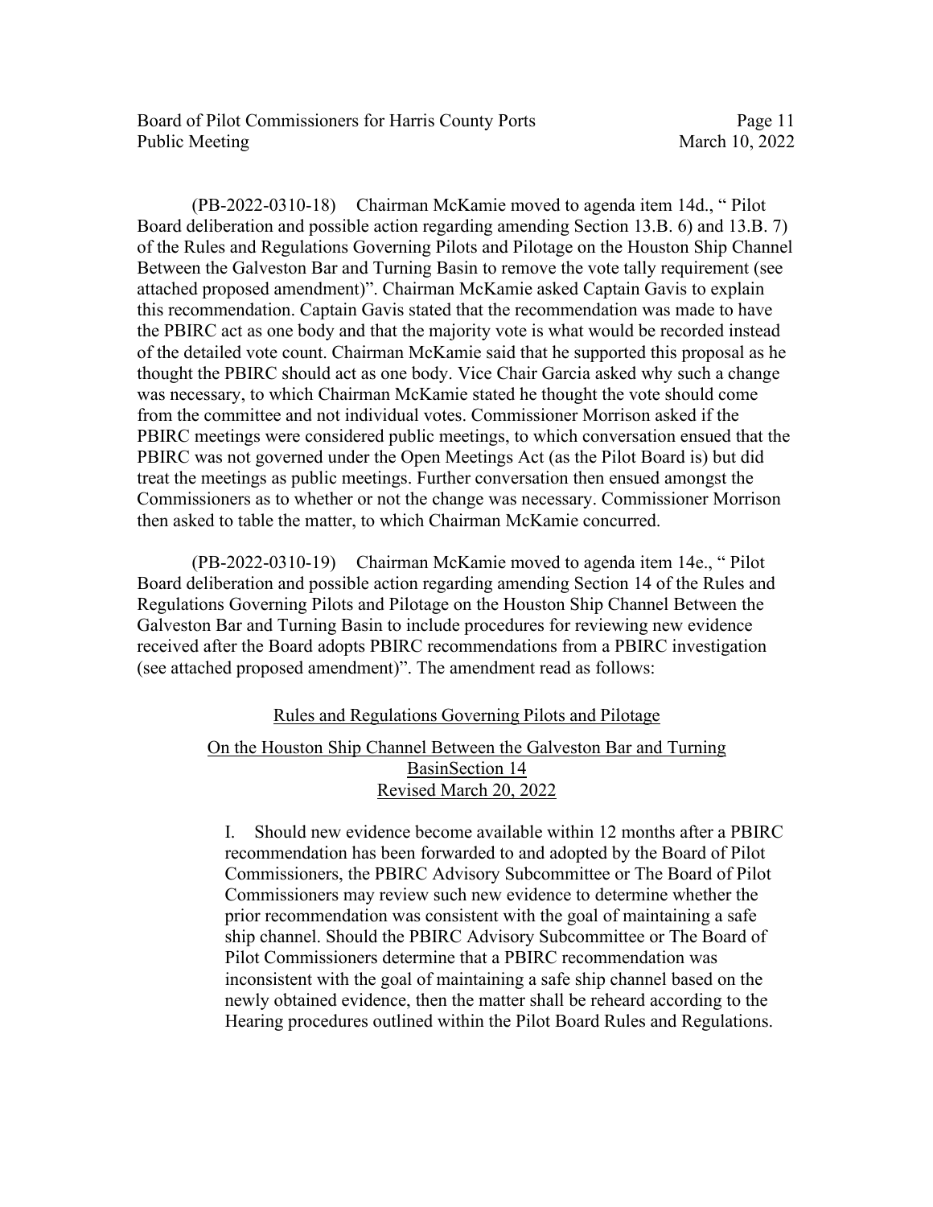(PB-2022-0310-18) Chairman McKamie moved to agenda item 14d., " Pilot Board deliberation and possible action regarding amending Section 13.B. 6) and 13.B. 7) of the Rules and Regulations Governing Pilots and Pilotage on the Houston Ship Channel Between the Galveston Bar and Turning Basin to remove the vote tally requirement (see attached proposed amendment)". Chairman McKamie asked Captain Gavis to explain this recommendation. Captain Gavis stated that the recommendation was made to have the PBIRC act as one body and that the majority vote is what would be recorded instead of the detailed vote count. Chairman McKamie said that he supported this proposal as he thought the PBIRC should act as one body. Vice Chair Garcia asked why such a change was necessary, to which Chairman McKamie stated he thought the vote should come from the committee and not individual votes. Commissioner Morrison asked if the PBIRC meetings were considered public meetings, to which conversation ensued that the PBIRC was not governed under the Open Meetings Act (as the Pilot Board is) but did treat the meetings as public meetings. Further conversation then ensued amongst the Commissioners as to whether or not the change was necessary. Commissioner Morrison then asked to table the matter, to which Chairman McKamie concurred.

(PB-2022-0310-19) Chairman McKamie moved to agenda item 14e., " Pilot Board deliberation and possible action regarding amending Section 14 of the Rules and Regulations Governing Pilots and Pilotage on the Houston Ship Channel Between the Galveston Bar and Turning Basin to include procedures for reviewing new evidence received after the Board adopts PBIRC recommendations from a PBIRC investigation (see attached proposed amendment)". The amendment read as follows:

<u>Rules and Regulations Governing Pilots and Pilotage</u>

<u>On the Houston Ship Channel Between the Galveston Bar and Turning BasinSection 14</u>
<u>Revised March 20, 2022</u>

> I. Should new evidence become available within 12 months after a PBIRC recommendation has been forwarded to and adopted by the Board of Pilot Commissioners, the PBIRC Advisory Subcommittee or The Board of Pilot Commissioners may review such new evidence to determine whether the prior recommendation was consistent with the goal of maintaining a safe ship channel. Should the PBIRC Advisory Subcommittee or The Board of Pilot Commissioners determine that a PBIRC recommendation was inconsistent with the goal of maintaining a safe ship channel based on the newly obtained evidence, then the matter shall be reheard according to the Hearing procedures outlined within the Pilot Board Rules and Regulations.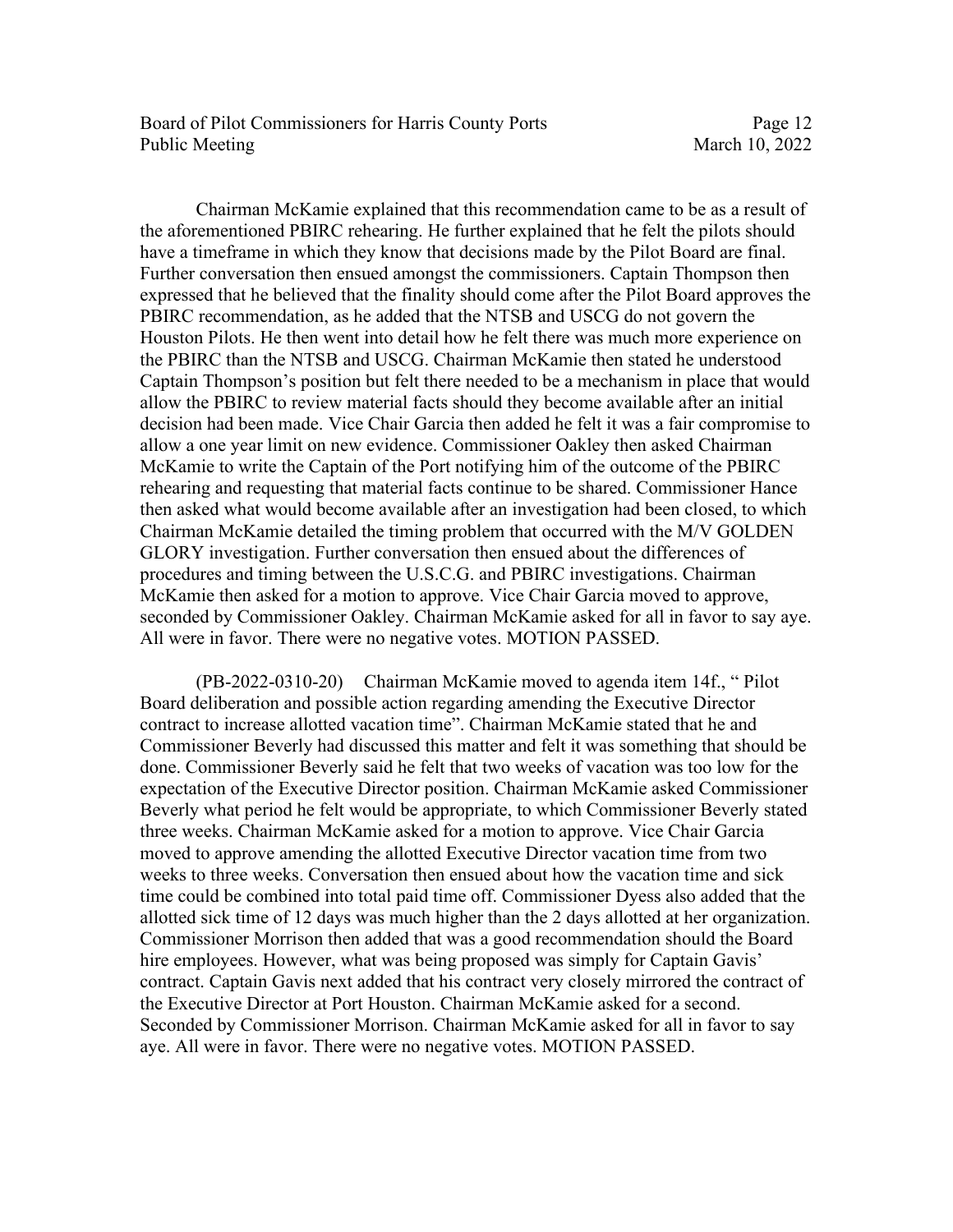Chairman McKamie explained that this recommendation came to be as a result of the aforementioned PBIRC rehearing. He further explained that he felt the pilots should have a timeframe in which they know that decisions made by the Pilot Board are final. Further conversation then ensued amongst the commissioners. Captain Thompson then expressed that he believed that the finality should come after the Pilot Board approves the PBIRC recommendation, as he added that the NTSB and USCG do not govern the Houston Pilots. He then went into detail how he felt there was much more experience on the PBIRC than the NTSB and USCG. Chairman McKamie then stated he understood Captain Thompson's position but felt there needed to be a mechanism in place that would allow the PBIRC to review material facts should they become available after an initial decision had been made. Vice Chair Garcia then added he felt it was a fair compromise to allow a one year limit on new evidence. Commissioner Oakley then asked Chairman McKamie to write the Captain of the Port notifying him of the outcome of the PBIRC rehearing and requesting that material facts continue to be shared. Commissioner Hance then asked what would become available after an investigation had been closed, to which Chairman McKamie detailed the timing problem that occurred with the M/V GOLDEN GLORY investigation. Further conversation then ensued about the differences of procedures and timing between the U.S.C.G. and PBIRC investigations. Chairman McKamie then asked for a motion to approve. Vice Chair Garcia moved to approve, seconded by Commissioner Oakley. Chairman McKamie asked for all in favor to say aye. All were in favor. There were no negative votes. MOTION PASSED.

(PB-2022-0310-20) Chairman McKamie moved to agenda item 14f., " Pilot Board deliberation and possible action regarding amending the Executive Director contract to increase allotted vacation time". Chairman McKamie stated that he and Commissioner Beverly had discussed this matter and felt it was something that should be done. Commissioner Beverly said he felt that two weeks of vacation was too low for the expectation of the Executive Director position. Chairman McKamie asked Commissioner Beverly what period he felt would be appropriate, to which Commissioner Beverly stated three weeks. Chairman McKamie asked for a motion to approve. Vice Chair Garcia moved to approve amending the allotted Executive Director vacation time from two weeks to three weeks. Conversation then ensued about how the vacation time and sick time could be combined into total paid time off. Commissioner Dyess also added that the allotted sick time of 12 days was much higher than the 2 days allotted at her organization. Commissioner Morrison then added that was a good recommendation should the Board hire employees. However, what was being proposed was simply for Captain Gavis' contract. Captain Gavis next added that his contract very closely mirrored the contract of the Executive Director at Port Houston. Chairman McKamie asked for a second. Seconded by Commissioner Morrison. Chairman McKamie asked for all in favor to say aye. All were in favor. There were no negative votes. MOTION PASSED.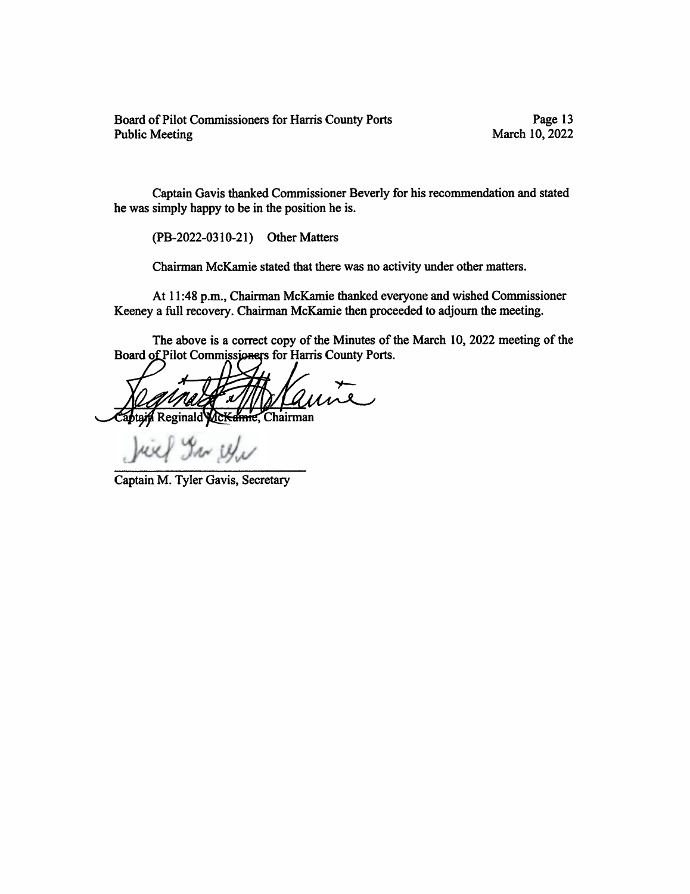Captain Gavis thanked Commissioner Beverly for his recommendation and stated he was simply happy to be in the position he is.

(PB-2022-0310-21) Other Matters

Chairman McKamie stated that there was no activity under other matters.

At 11:48 p.m., Chairman McKamie thanked everyone and wished Commissioner Keeney a full recovery. Chairman McKamie then proceeded to adjourn the meeting.

The above is a correct copy of the Minutes of the March 10, 2022 meeting of the Board of Pilot Commissioners for Harris County Ports.

Captain Reginald McKamie, Chairman

Captain M. Tyler Gavis, Secretary